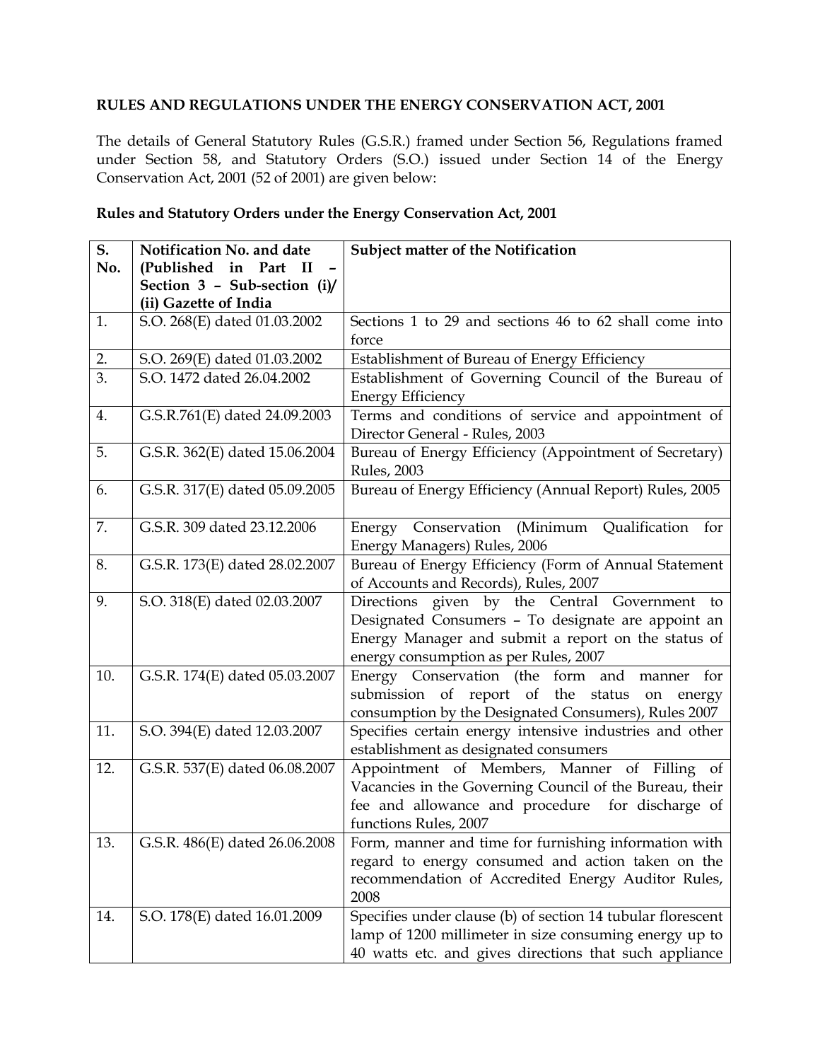**RULES AND REGULATIONS UNDER THE ENERGY CONSERVATION ACT, 2001**

The details of General Statutory Rules (G.S.R.) framed under Section 56, Regulations framed under Section 58, and Statutory Orders (S.O.) issued under Section 14 of the Energy Conservation Act, 2001 (52 of 2001) are given below:

**Rules and Statutory Orders under the Energy Conservation Act, 2001**

| S. No. | Notification No. and date (Published in Part II – Section 3 – Sub-section (i)/ (ii) Gazette of India | Subject matter of the Notification |
|---|---|---|
| 1. | S.O. 268(E) dated 01.03.2002 | Sections 1 to 29 and sections 46 to 62 shall come into force |
| 2. | S.O. 269(E) dated 01.03.2002 | Establishment of Bureau of Energy Efficiency |
| 3. | S.O. 1472 dated 26.04.2002 | Establishment of Governing Council of the Bureau of Energy Efficiency |
| 4. | G.S.R.761(E) dated 24.09.2003 | Terms and conditions of service and appointment of Director General - Rules, 2003 |
| 5. | G.S.R. 362(E) dated 15.06.2004 | Bureau of Energy Efficiency (Appointment of Secretary) Rules, 2003 |
| 6. | G.S.R. 317(E) dated 05.09.2005 | Bureau of Energy Efficiency (Annual Report) Rules, 2005 |
| 7. | G.S.R. 309 dated 23.12.2006 | Energy Conservation (Minimum Qualification for Energy Managers) Rules, 2006 |
| 8. | G.S.R. 173(E) dated 28.02.2007 | Bureau of Energy Efficiency (Form of Annual Statement of Accounts and Records), Rules, 2007 |
| 9. | S.O. 318(E) dated 02.03.2007 | Directions given by the Central Government to Designated Consumers – To designate are appoint an Energy Manager and submit a report on the status of energy consumption as per Rules, 2007 |
| 10. | G.S.R. 174(E) dated 05.03.2007 | Energy Conservation (the form and manner for submission of report of the status on energy consumption by the Designated Consumers), Rules 2007 |
| 11. | S.O. 394(E) dated 12.03.2007 | Specifies certain energy intensive industries and other establishment as designated consumers |
| 12. | G.S.R. 537(E) dated 06.08.2007 | Appointment of Members, Manner of Filling of Vacancies in the Governing Council of the Bureau, their fee and allowance and procedure for discharge of functions Rules, 2007 |
| 13. | G.S.R. 486(E) dated 26.06.2008 | Form, manner and time for furnishing information with regard to energy consumed and action taken on the recommendation of Accredited Energy Auditor Rules, 2008 |
| 14. | S.O. 178(E) dated 16.01.2009 | Specifies under clause (b) of section 14 tubular florescent lamp of 1200 millimeter in size consuming energy up to 40 watts etc. and gives directions that such appliance |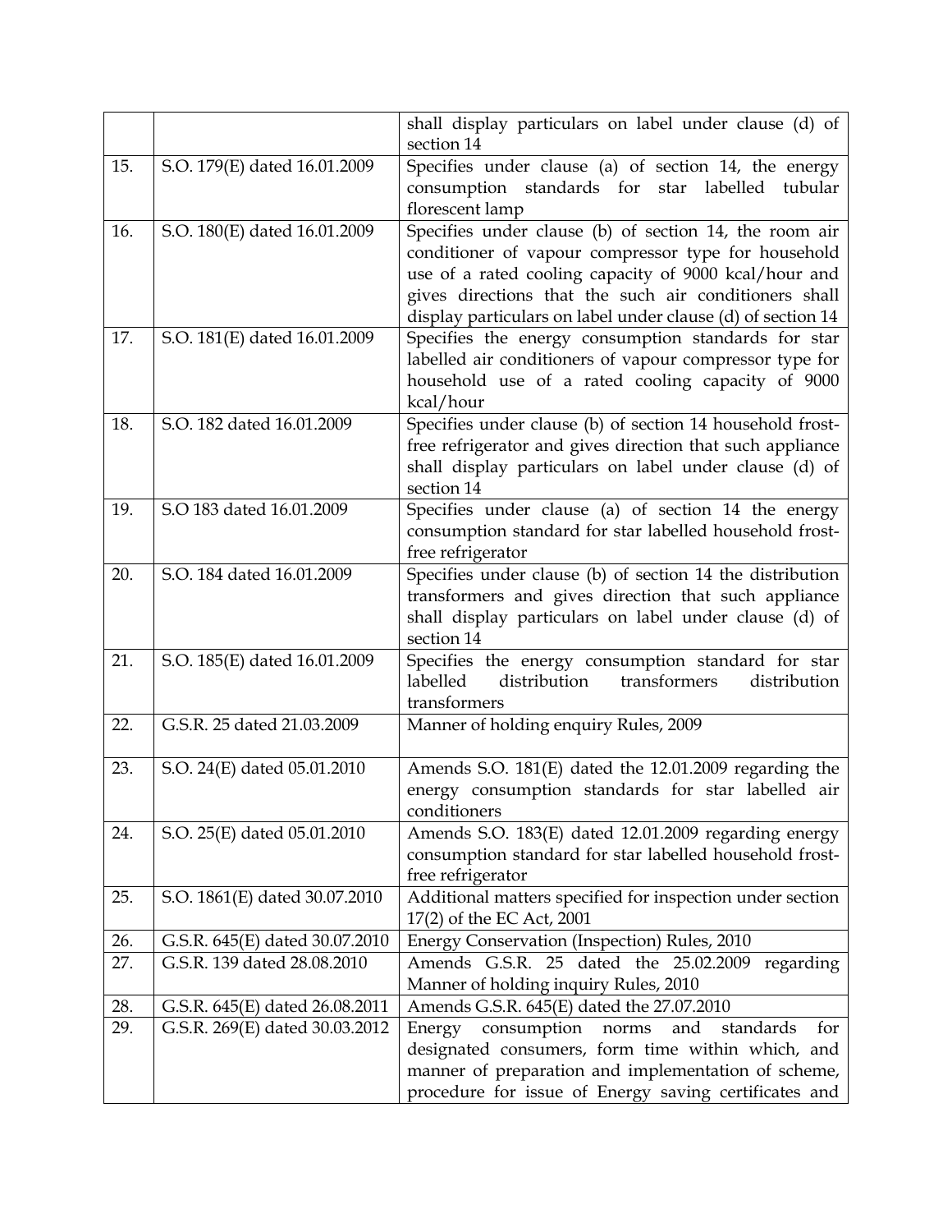| | | |
|---|---|---|
| | | shall display particulars on label under clause (d) of section 14 |
| 15. | S.O. 179(E) dated 16.01.2009 | Specifies under clause (a) of section 14, the energy consumption standards for star labelled tubular florescent lamp |
| 16. | S.O. 180(E) dated 16.01.2009 | Specifies under clause (b) of section 14, the room air conditioner of vapour compressor type for household use of a rated cooling capacity of 9000 kcal/hour and gives directions that the such air conditioners shall display particulars on label under clause (d) of section 14 |
| 17. | S.O. 181(E) dated 16.01.2009 | Specifies the energy consumption standards for star labelled air conditioners of vapour compressor type for household use of a rated cooling capacity of 9000 kcal/hour |
| 18. | S.O. 182 dated 16.01.2009 | Specifies under clause (b) of section 14 household frost-free refrigerator and gives direction that such appliance shall display particulars on label under clause (d) of section 14 |
| 19. | S.O 183 dated 16.01.2009 | Specifies under clause (a) of section 14 the energy consumption standard for star labelled household frost-free refrigerator |
| 20. | S.O. 184 dated 16.01.2009 | Specifies under clause (b) of section 14 the distribution transformers and gives direction that such appliance shall display particulars on label under clause (d) of section 14 |
| 21. | S.O. 185(E) dated 16.01.2009 | Specifies the energy consumption standard for star labelled distribution transformers distribution transformers |
| 22. | G.S.R. 25 dated 21.03.2009 | Manner of holding enquiry Rules, 2009 |
| 23. | S.O. 24(E) dated 05.01.2010 | Amends S.O. 181(E) dated the 12.01.2009 regarding the energy consumption standards for star labelled air conditioners |
| 24. | S.O. 25(E) dated 05.01.2010 | Amends S.O. 183(E) dated 12.01.2009 regarding energy consumption standard for star labelled household frost-free refrigerator |
| 25. | S.O. 1861(E) dated 30.07.2010 | Additional matters specified for inspection under section 17(2) of the EC Act, 2001 |
| 26. | G.S.R. 645(E) dated 30.07.2010 | Energy Conservation (Inspection) Rules, 2010 |
| 27. | G.S.R. 139 dated 28.08.2010 | Amends G.S.R. 25 dated the 25.02.2009 regarding Manner of holding inquiry Rules, 2010 |
| 28. | G.S.R. 645(E) dated 26.08.2011 | Amends G.S.R. 645(E) dated the 27.07.2010 |
| 29. | G.S.R. 269(E) dated 30.03.2012 | Energy consumption norms and standards for designated consumers, form time within which, and manner of preparation and implementation of scheme, procedure for issue of Energy saving certificates and |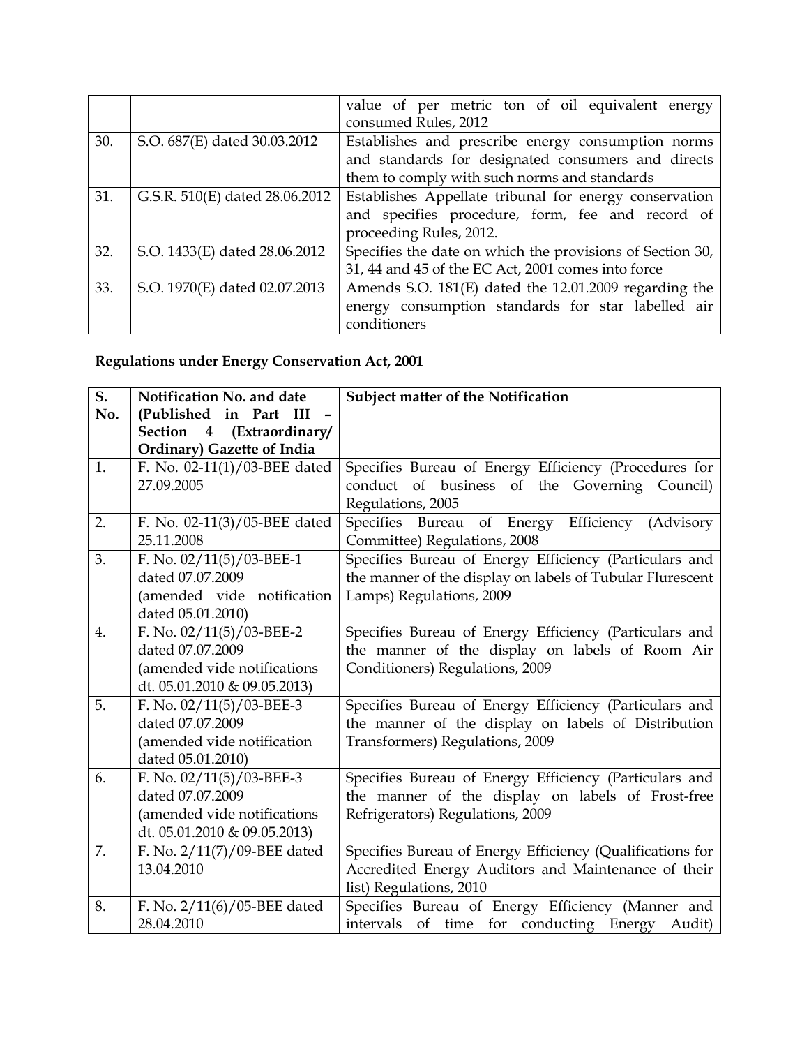| | | value of per metric ton of oil equivalent energy consumed Rules, 2012 |
|---|---|---|
| 30. | S.O. 687(E) dated 30.03.2012 | Establishes and prescribe energy consumption norms and standards for designated consumers and directs them to comply with such norms and standards |
| 31. | G.S.R. 510(E) dated 28.06.2012 | Establishes Appellate tribunal for energy conservation and specifies procedure, form, fee and record of proceeding Rules, 2012. |
| 32. | S.O. 1433(E) dated 28.06.2012 | Specifies the date on which the provisions of Section 30, 31, 44 and 45 of the EC Act, 2001 comes into force |
| 33. | S.O. 1970(E) dated 02.07.2013 | Amends S.O. 181(E) dated the 12.01.2009 regarding the energy consumption standards for star labelled air conditioners |

**Regulations under Energy Conservation Act, 2001**

| S. No. | Notification No. and date (Published in Part III – Section 4 (Extraordinary/ Ordinary) Gazette of India | Subject matter of the Notification |
|---|---|---|
| 1. | F. No. 02-11(1)/03-BEE dated 27.09.2005 | Specifies Bureau of Energy Efficiency (Procedures for conduct of business of the Governing Council) Regulations, 2005 |
| 2. | F. No. 02-11(3)/05-BEE dated 25.11.2008 | Specifies Bureau of Energy Efficiency (Advisory Committee) Regulations, 2008 |
| 3. | F. No. 02/11(5)/03-BEE-1 dated 07.07.2009 (amended vide notification dated 05.01.2010) | Specifies Bureau of Energy Efficiency (Particulars and the manner of the display on labels of Tubular Flurescent Lamps) Regulations, 2009 |
| 4. | F. No. 02/11(5)/03-BEE-2 dated 07.07.2009 (amended vide notifications dt. 05.01.2010 & 09.05.2013) | Specifies Bureau of Energy Efficiency (Particulars and the manner of the display on labels of Room Air Conditioners) Regulations, 2009 |
| 5. | F. No. 02/11(5)/03-BEE-3 dated 07.07.2009 (amended vide notification dated 05.01.2010) | Specifies Bureau of Energy Efficiency (Particulars and the manner of the display on labels of Distribution Transformers) Regulations, 2009 |
| 6. | F. No. 02/11(5)/03-BEE-3 dated 07.07.2009 (amended vide notifications dt. 05.01.2010 & 09.05.2013) | Specifies Bureau of Energy Efficiency (Particulars and the manner of the display on labels of Frost-free Refrigerators) Regulations, 2009 |
| 7. | F. No. 2/11(7)/09-BEE dated 13.04.2010 | Specifies Bureau of Energy Efficiency (Qualifications for Accredited Energy Auditors and Maintenance of their list) Regulations, 2010 |
| 8. | F. No. 2/11(6)/05-BEE dated 28.04.2010 | Specifies Bureau of Energy Efficiency (Manner and intervals of time for conducting Energy Audit) |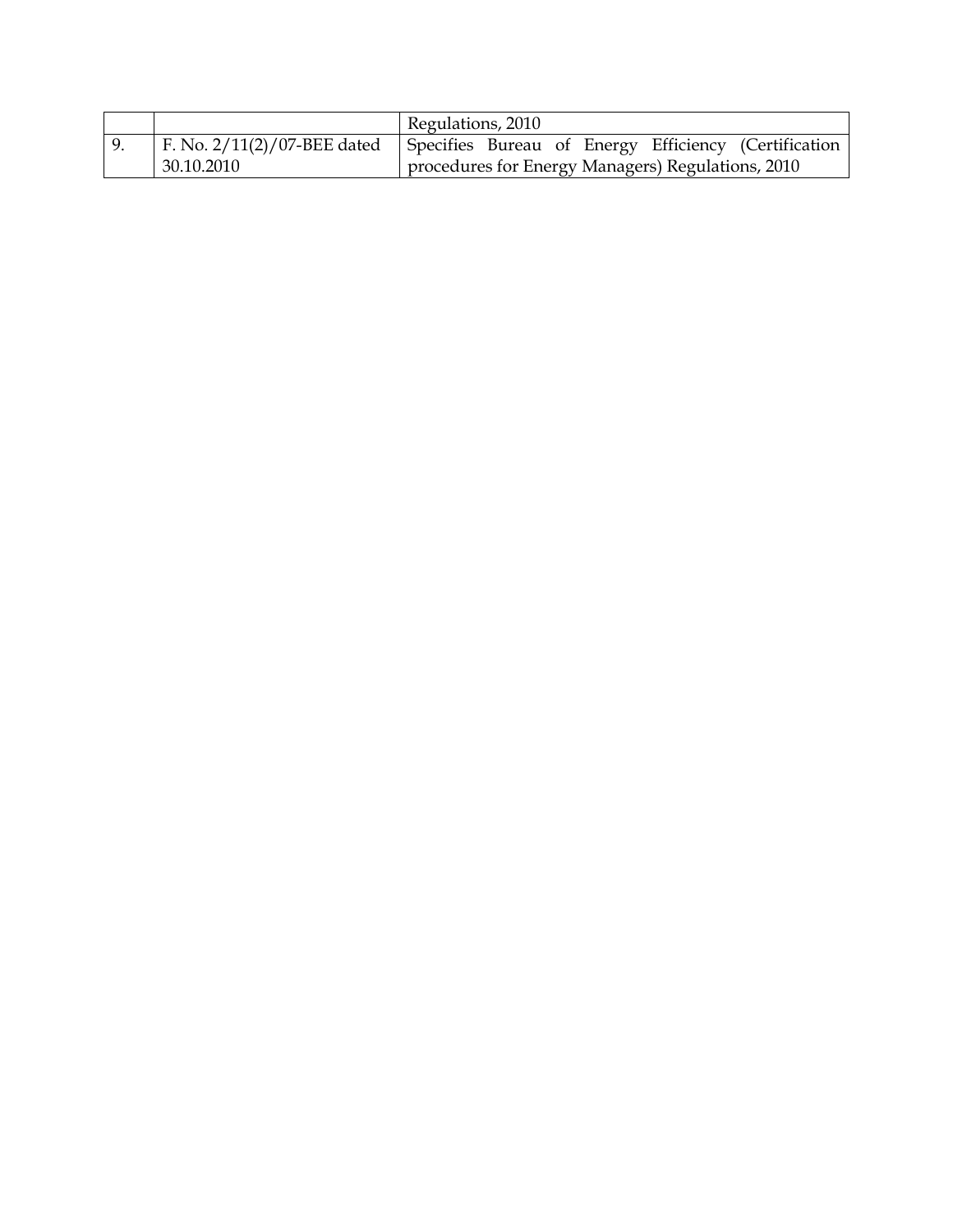| | | |
|---|---|---|
| | | Regulations, 2010 |
| 9. | F. No. 2/11(2)/07-BEE dated 30.10.2010 | Specifies Bureau of Energy Efficiency (Certification procedures for Energy Managers) Regulations, 2010 |